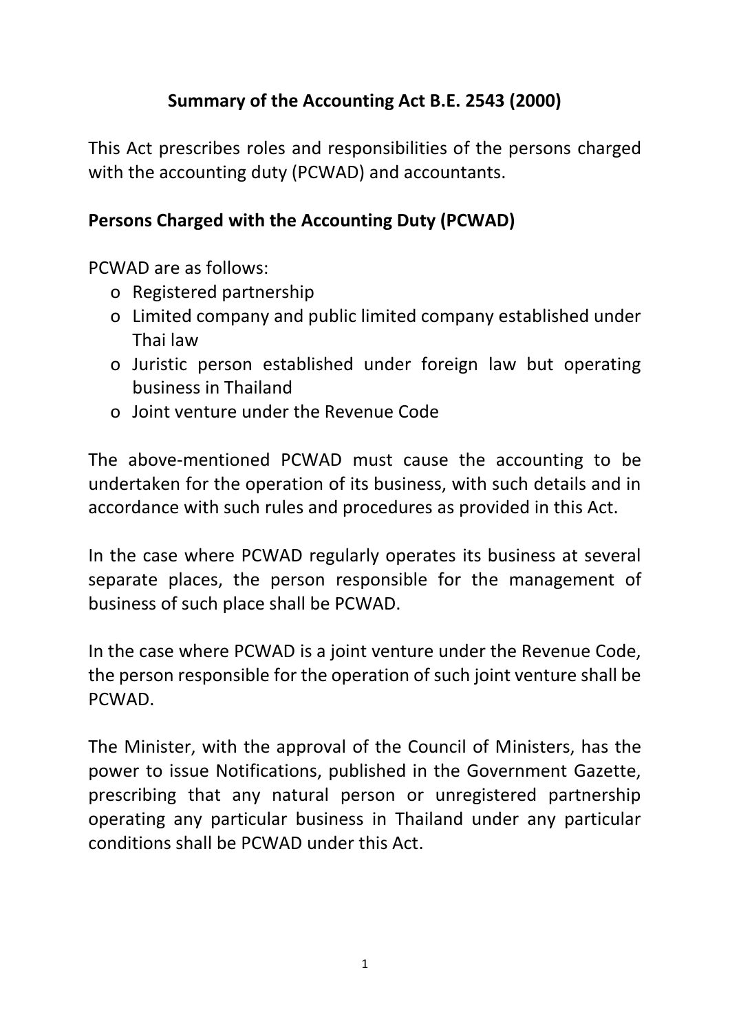# Summary of the Accounting Act B.E. 2543 (2000)

This Act prescribes roles and responsibilities of the persons charged with the accounting duty (PCWAD) and accountants.

## Persons Charged with the Accounting Duty (PCWAD)

PCWAD are as follows:

- Registered partnership
- Limited company and public limited company established under Thai law
- Juristic person established under foreign law but operating business in Thailand
- Joint venture under the Revenue Code

The above-mentioned PCWAD must cause the accounting to be undertaken for the operation of its business, with such details and in accordance with such rules and procedures as provided in this Act.

In the case where PCWAD regularly operates its business at several separate places, the person responsible for the management of business of such place shall be PCWAD.

In the case where PCWAD is a joint venture under the Revenue Code, the person responsible for the operation of such joint venture shall be PCWAD.

The Minister, with the approval of the Council of Ministers, has the power to issue Notifications, published in the Government Gazette, prescribing that any natural person or unregistered partnership operating any particular business in Thailand under any particular conditions shall be PCWAD under this Act.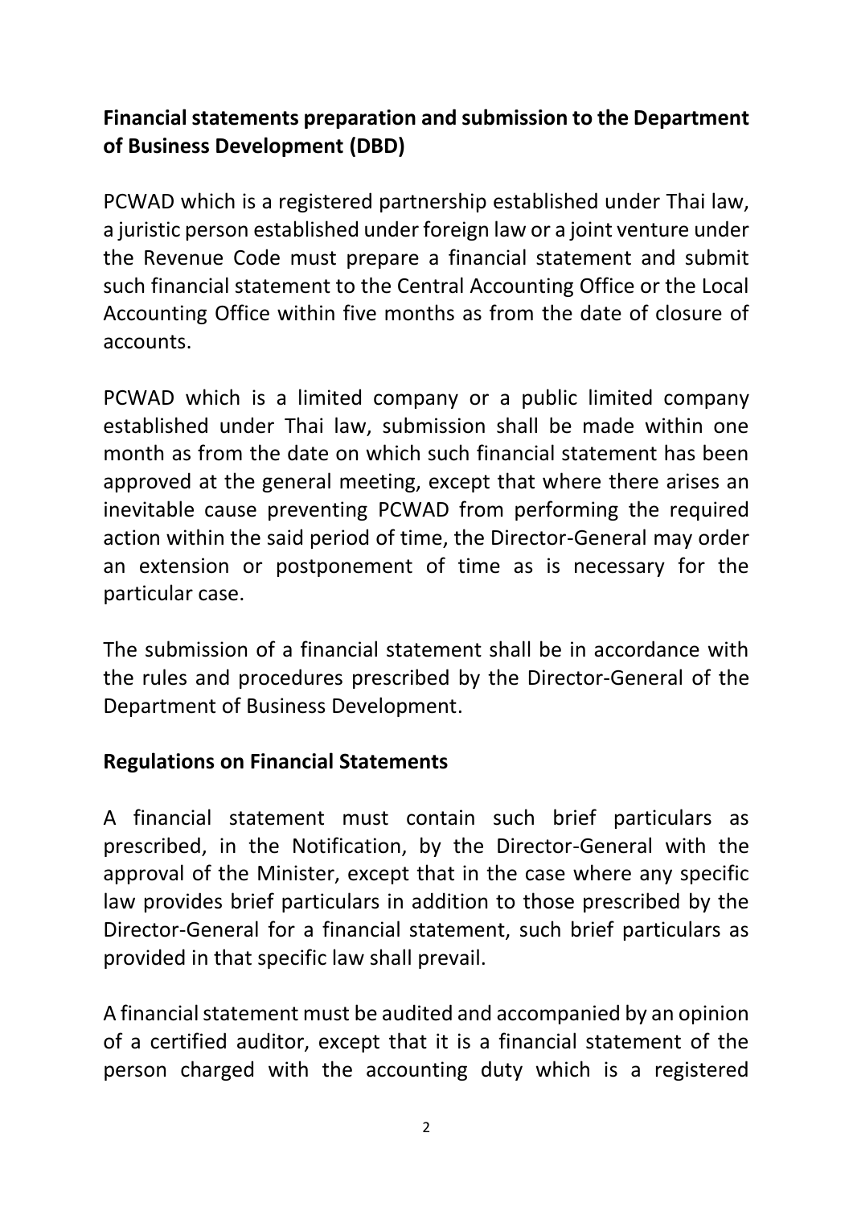**Financial statements preparation and submission to the Department of Business Development (DBD)**

PCWAD which is a registered partnership established under Thai law, a juristic person established under foreign law or a joint venture under the Revenue Code must prepare a financial statement and submit such financial statement to the Central Accounting Office or the Local Accounting Office within five months as from the date of closure of accounts.

PCWAD which is a limited company or a public limited company established under Thai law, submission shall be made within one month as from the date on which such financial statement has been approved at the general meeting, except that where there arises an inevitable cause preventing PCWAD from performing the required action within the said period of time, the Director-General may order an extension or postponement of time as is necessary for the particular case.

The submission of a financial statement shall be in accordance with the rules and procedures prescribed by the Director-General of the Department of Business Development.

**Regulations on Financial Statements**

A financial statement must contain such brief particulars as prescribed, in the Notification, by the Director-General with the approval of the Minister, except that in the case where any specific law provides brief particulars in addition to those prescribed by the Director-General for a financial statement, such brief particulars as provided in that specific law shall prevail.

A financial statement must be audited and accompanied by an opinion of a certified auditor, except that it is a financial statement of the person charged with the accounting duty which is a registered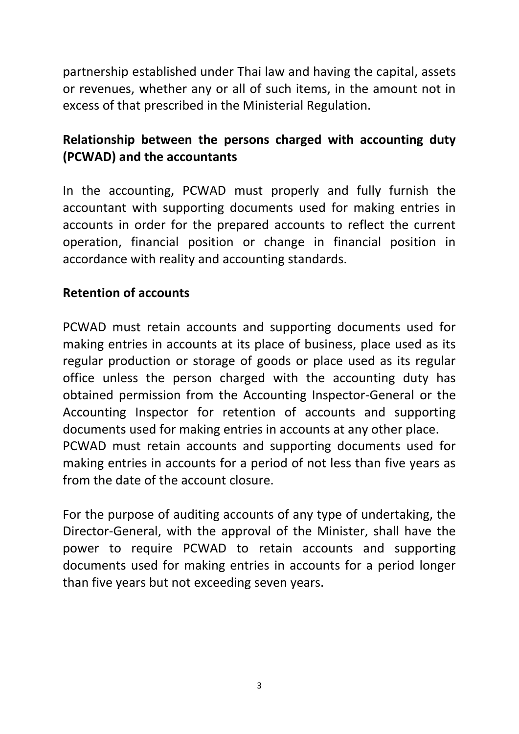partnership established under Thai law and having the capital, assets or revenues, whether any or all of such items, in the amount not in excess of that prescribed in the Ministerial Regulation.

**Relationship between the persons charged with accounting duty (PCWAD) and the accountants**

In the accounting, PCWAD must properly and fully furnish the accountant with supporting documents used for making entries in accounts in order for the prepared accounts to reflect the current operation, financial position or change in financial position in accordance with reality and accounting standards.

**Retention of accounts**

PCWAD must retain accounts and supporting documents used for making entries in accounts at its place of business, place used as its regular production or storage of goods or place used as its regular office unless the person charged with the accounting duty has obtained permission from the Accounting Inspector-General or the Accounting Inspector for retention of accounts and supporting documents used for making entries in accounts at any other place.
PCWAD must retain accounts and supporting documents used for making entries in accounts for a period of not less than five years as from the date of the account closure.

For the purpose of auditing accounts of any type of undertaking, the Director-General, with the approval of the Minister, shall have the power to require PCWAD to retain accounts and supporting documents used for making entries in accounts for a period longer than five years but not exceeding seven years.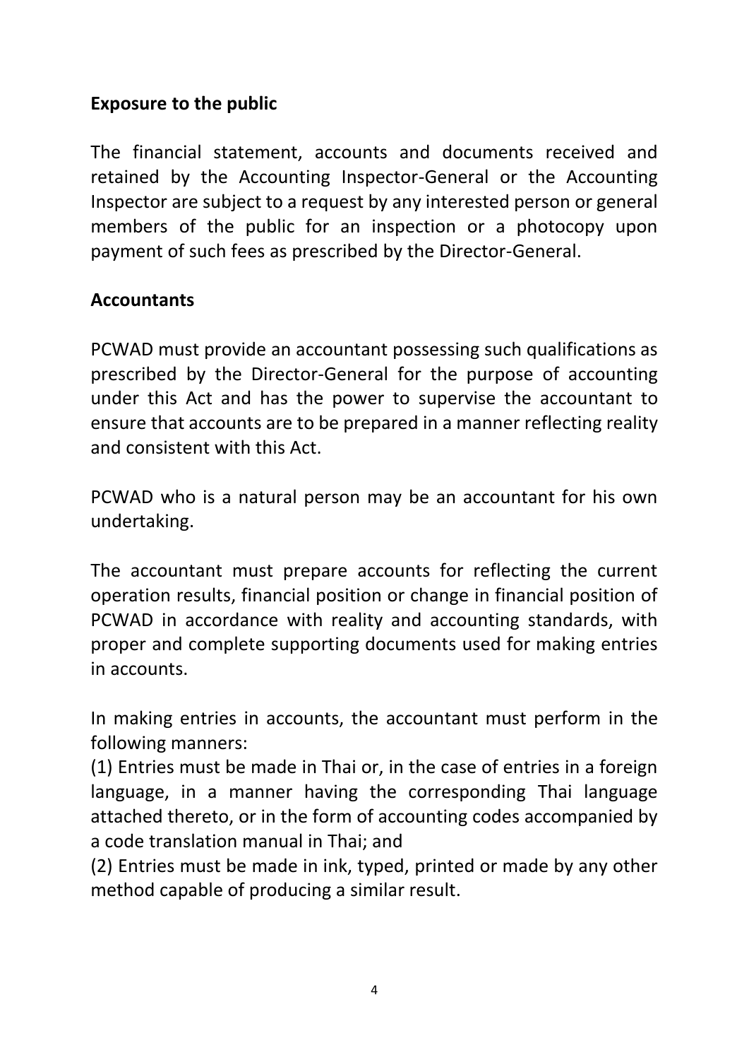**Exposure to the public**

The financial statement, accounts and documents received and retained by the Accounting Inspector-General or the Accounting Inspector are subject to a request by any interested person or general members of the public for an inspection or a photocopy upon payment of such fees as prescribed by the Director-General.

**Accountants**

PCWAD must provide an accountant possessing such qualifications as prescribed by the Director-General for the purpose of accounting under this Act and has the power to supervise the accountant to ensure that accounts are to be prepared in a manner reflecting reality and consistent with this Act.

PCWAD who is a natural person may be an accountant for his own undertaking.

The accountant must prepare accounts for reflecting the current operation results, financial position or change in financial position of PCWAD in accordance with reality and accounting standards, with proper and complete supporting documents used for making entries in accounts.

In making entries in accounts, the accountant must perform in the following manners:
(1) Entries must be made in Thai or, in the case of entries in a foreign language, in a manner having the corresponding Thai language attached thereto, or in the form of accounting codes accompanied by a code translation manual in Thai; and
(2) Entries must be made in ink, typed, printed or made by any other method capable of producing a similar result.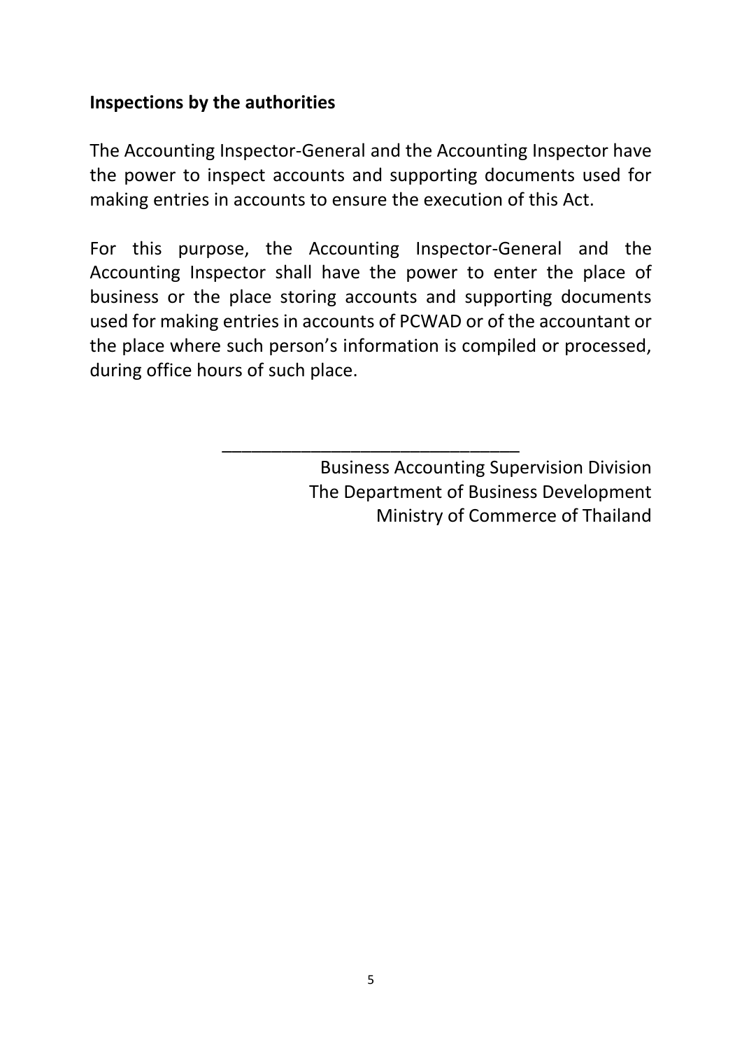**Inspections by the authorities**

The Accounting Inspector-General and the Accounting Inspector have the power to inspect accounts and supporting documents used for making entries in accounts to ensure the execution of this Act.

For this purpose, the Accounting Inspector-General and the Accounting Inspector shall have the power to enter the place of business or the place storing accounts and supporting documents used for making entries in accounts of PCWAD or of the accountant or the place where such person's information is compiled or processed, during office hours of such place.

______________________________

Business Accounting Supervision Division
The Department of Business Development
Ministry of Commerce of Thailand